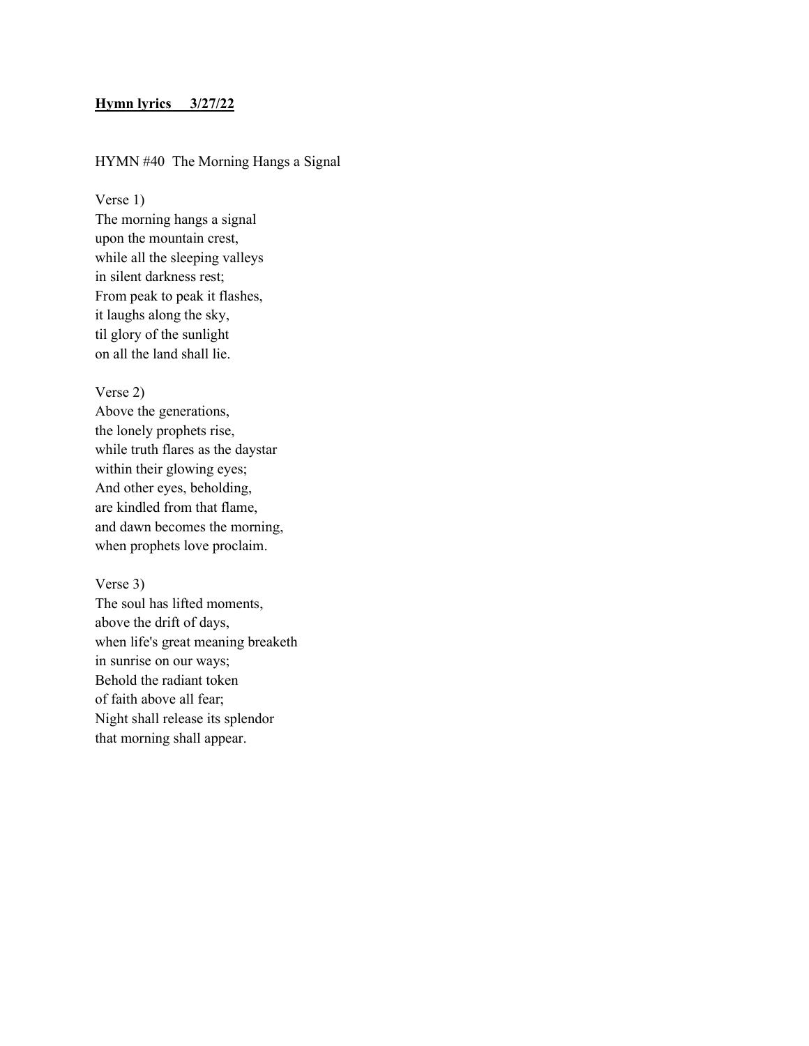**<u>Hymn lyrics     3/27/22</u>**

HYMN #40  The Morning Hangs a Signal

Verse 1)
The morning hangs a signal
upon the mountain crest,
while all the sleeping valleys
in silent darkness rest;
From peak to peak it flashes,
it laughs along the sky,
til glory of the sunlight
on all the land shall lie.

Verse 2)
Above the generations,
the lonely prophets rise,
while truth flares as the daystar
within their glowing eyes;
And other eyes, beholding,
are kindled from that flame,
and dawn becomes the morning,
when prophets love proclaim.

Verse 3)
The soul has lifted moments,
above the drift of days,
when life's great meaning breaketh
in sunrise on our ways;
Behold the radiant token
of faith above all fear;
Night shall release its splendor
that morning shall appear.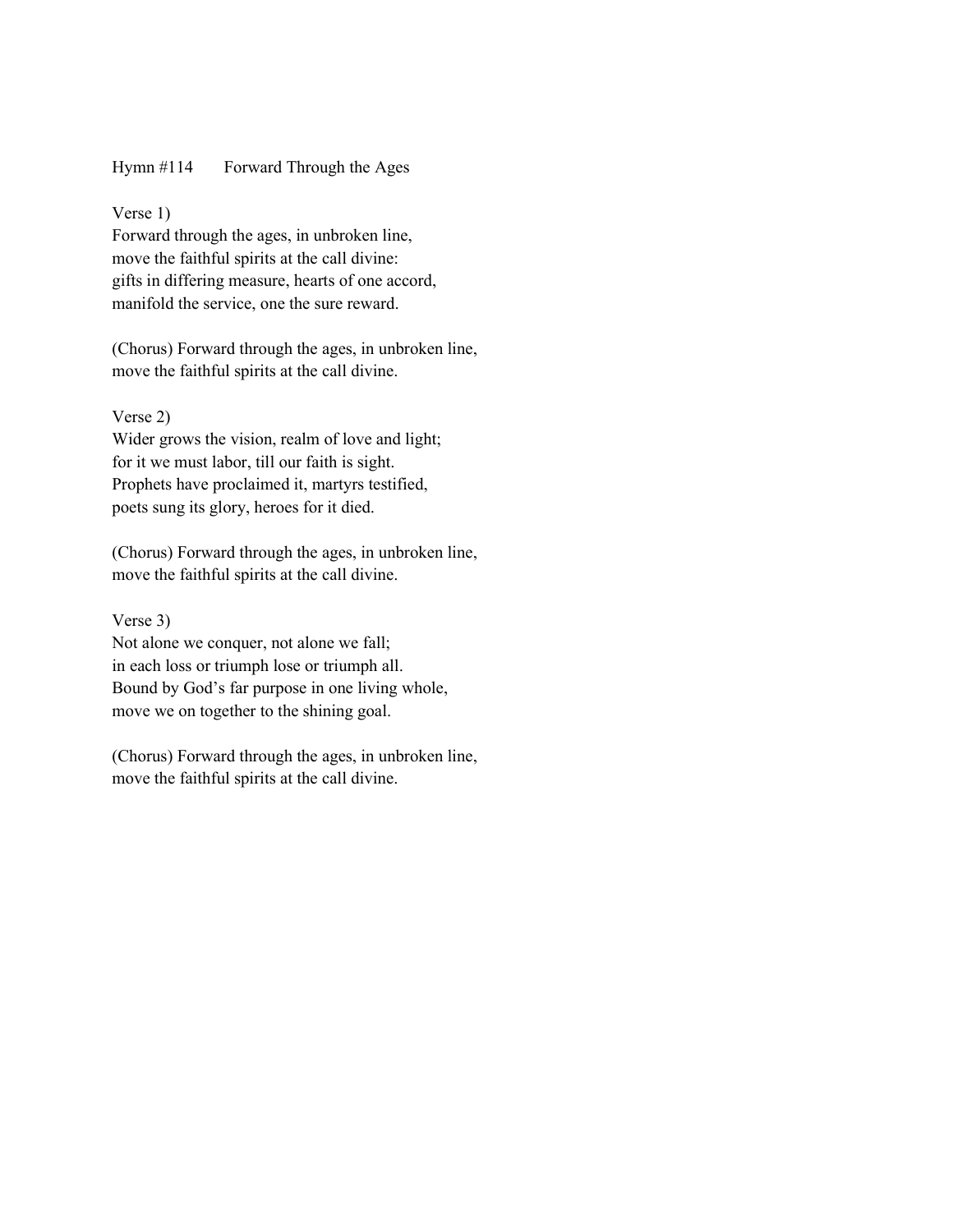Hymn #114 Forward Through the Ages

Verse 1)
Forward through the ages, in unbroken line,
move the faithful spirits at the call divine:
gifts in differing measure, hearts of one accord,
manifold the service, one the sure reward.

(Chorus) Forward through the ages, in unbroken line,
move the faithful spirits at the call divine.

Verse 2)
Wider grows the vision, realm of love and light;
for it we must labor, till our faith is sight.
Prophets have proclaimed it, martyrs testified,
poets sung its glory, heroes for it died.

(Chorus) Forward through the ages, in unbroken line,
move the faithful spirits at the call divine.

Verse 3)
Not alone we conquer, not alone we fall;
in each loss or triumph lose or triumph all.
Bound by God's far purpose in one living whole,
move we on together to the shining goal.

(Chorus) Forward through the ages, in unbroken line,
move the faithful spirits at the call divine.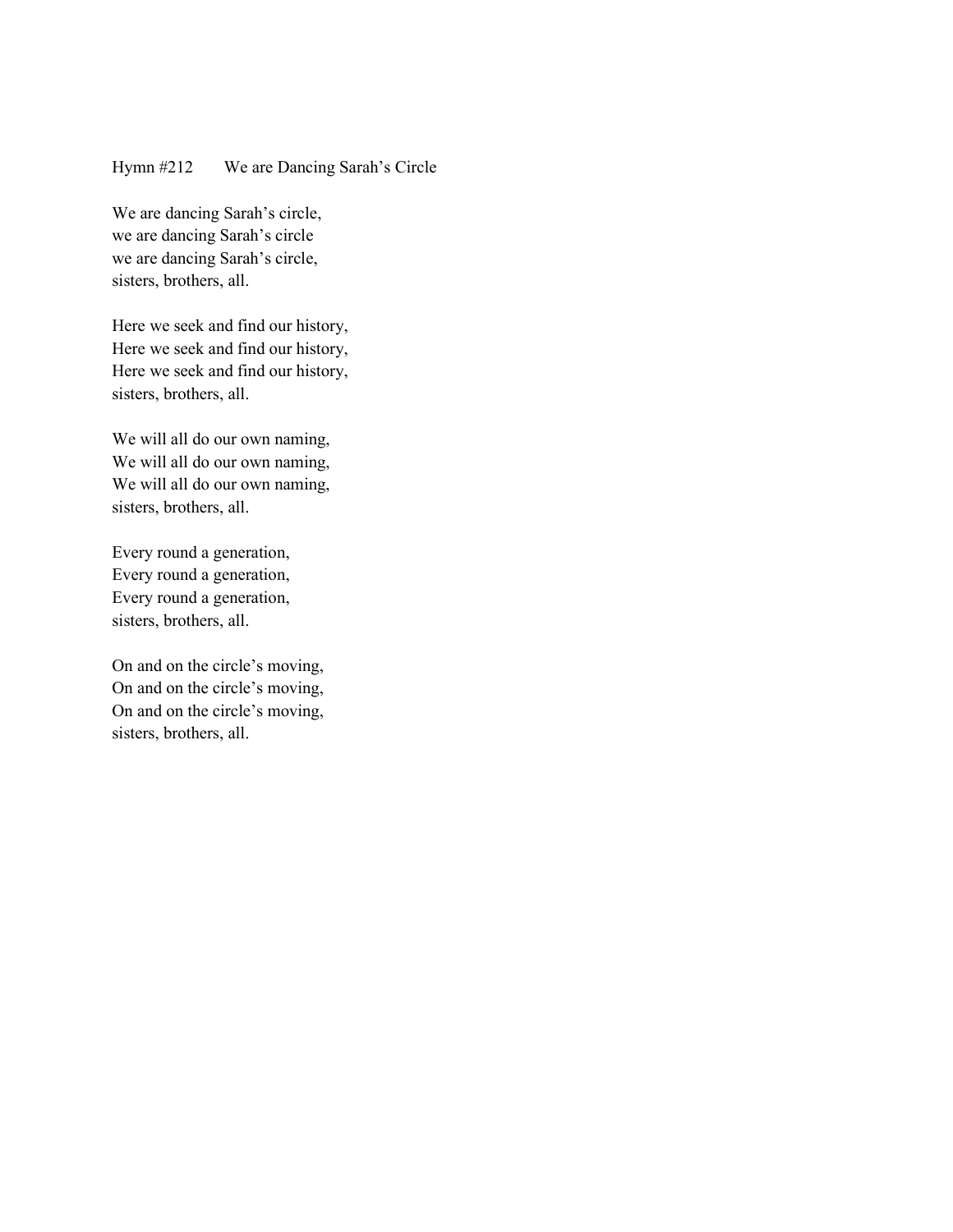Hymn #212 We are Dancing Sarah's Circle

We are dancing Sarah's circle,
we are dancing Sarah's circle
we are dancing Sarah's circle,
sisters, brothers, all.

Here we seek and find our history,
Here we seek and find our history,
Here we seek and find our history,
sisters, brothers, all.

We will all do our own naming,
We will all do our own naming,
We will all do our own naming,
sisters, brothers, all.

Every round a generation,
Every round a generation,
Every round a generation,
sisters, brothers, all.

On and on the circle's moving,
On and on the circle's moving,
On and on the circle's moving,
sisters, brothers, all.